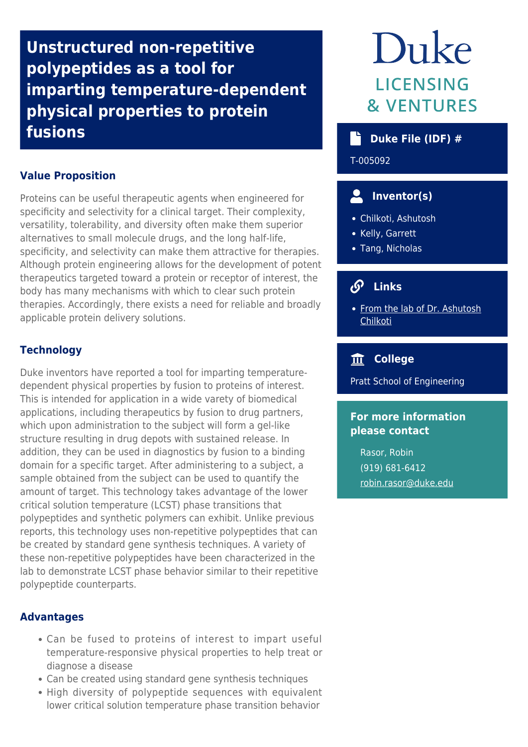# Unstructured non-repetitive polypeptides as a tool for imparting temperature-dependent physical properties to protein fusions

## Value Proposition

Proteins can be useful therapeutic agents when engineered for specificity and selectivity for a clinical target. Their complexity, versatility, tolerability, and diversity often make them superior alternatives to small molecule drugs, and the long half-life, specificity, and selectivity can make them attractive for therapies. Although protein engineering allows for the development of potent therapeutics targeted toward a protein or receptor of interest, the body has many mechanisms with which to clear such protein therapies. Accordingly, there exists a need for reliable and broadly applicable protein delivery solutions.

## Technology

Duke inventors have reported a tool for imparting temperature-dependent physical properties by fusion to proteins of interest. This is intended for application in a wide varety of biomedical applications, including therapeutics by fusion to drug partners, which upon administration to the subject will form a gel-like structure resulting in drug depots with sustained release. In addition, they can be used in diagnostics by fusion to a binding domain for a specific target. After administering to a subject, a sample obtained from the subject can be used to quantify the amount of target. This technology takes advantage of the lower critical solution temperature (LCST) phase transitions that polypeptides and synthetic polymers can exhibit. Unlike previous reports, this technology uses non-repetitive polypeptides that can be created by standard gene synthesis techniques. A variety of these non-repetitive polypeptides have been characterized in the lab to demonstrate LCST phase behavior similar to their repetitive polypeptide counterparts.

## Advantages

- Can be fused to proteins of interest to impart useful temperature-responsive physical properties to help treat or diagnose a disease
- Can be created using standard gene synthesis techniques
- High diversity of polypeptide sequences with equivalent lower critical solution temperature phase transition behavior

**Duke LICENSING & VENTURES**

### Duke File (IDF) #

T-005092

### Inventor(s)

- Chilkoti, Ashutosh
- Kelly, Garrett
- Tang, Nicholas

### Links

- From the lab of Dr. Ashutosh Chilkoti

### College

Pratt School of Engineering

### For more information please contact

Rasor, Robin
(919) 681-6412
robin.rasor@duke.edu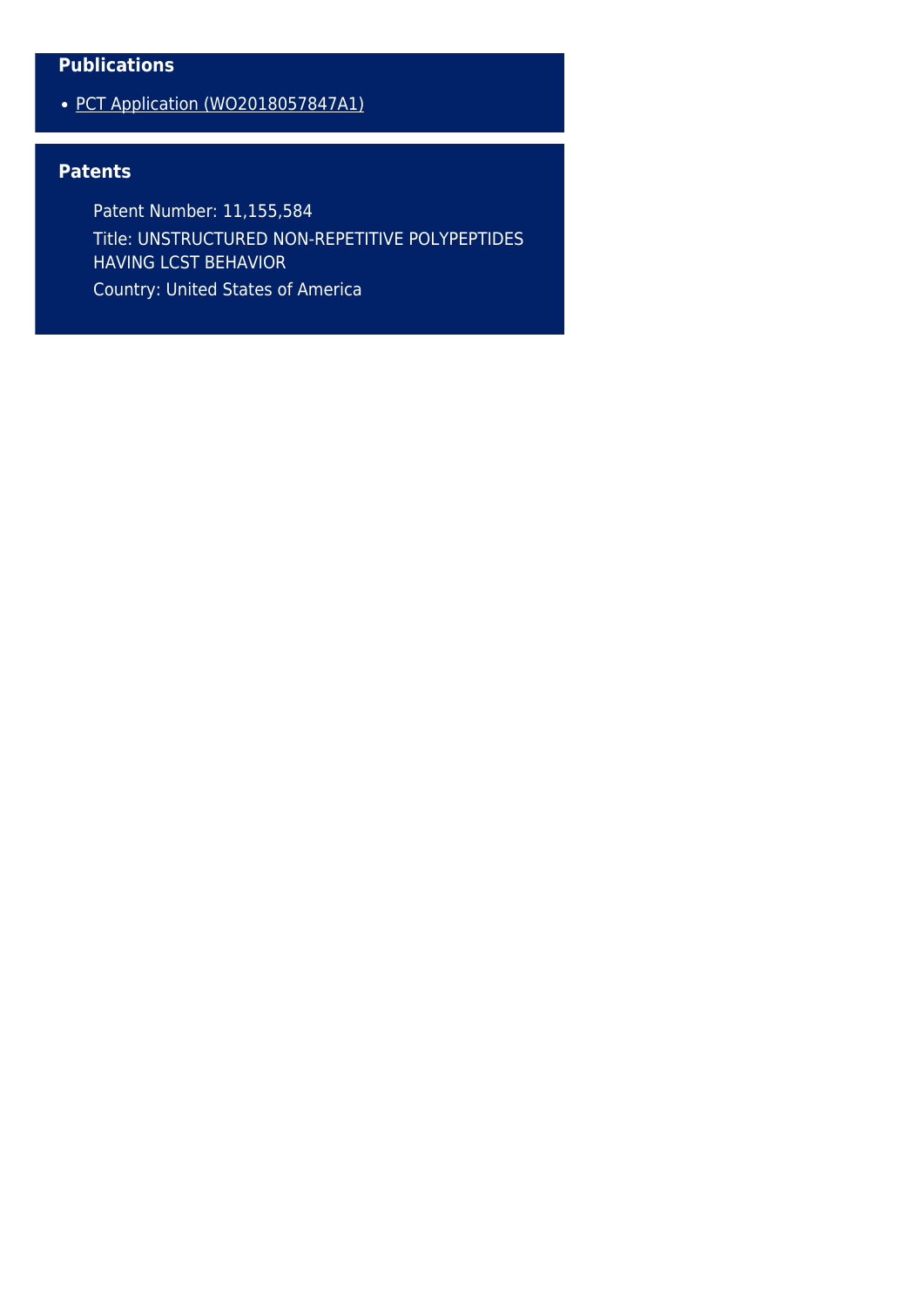## Publications

- PCT Application (WO2018057847A1)

## Patents

Patent Number: 11,155,584

Title: UNSTRUCTURED NON-REPETITIVE POLYPEPTIDES HAVING LCST BEHAVIOR

Country: United States of America